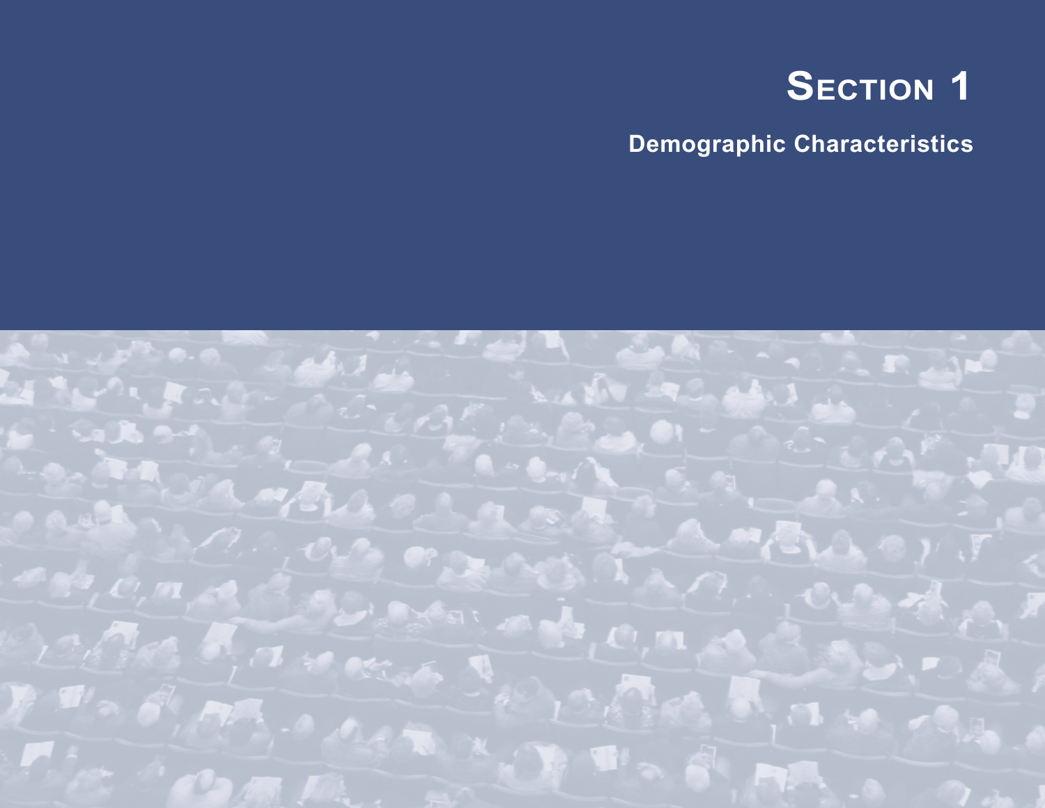# Section 1

## Demographic Characteristics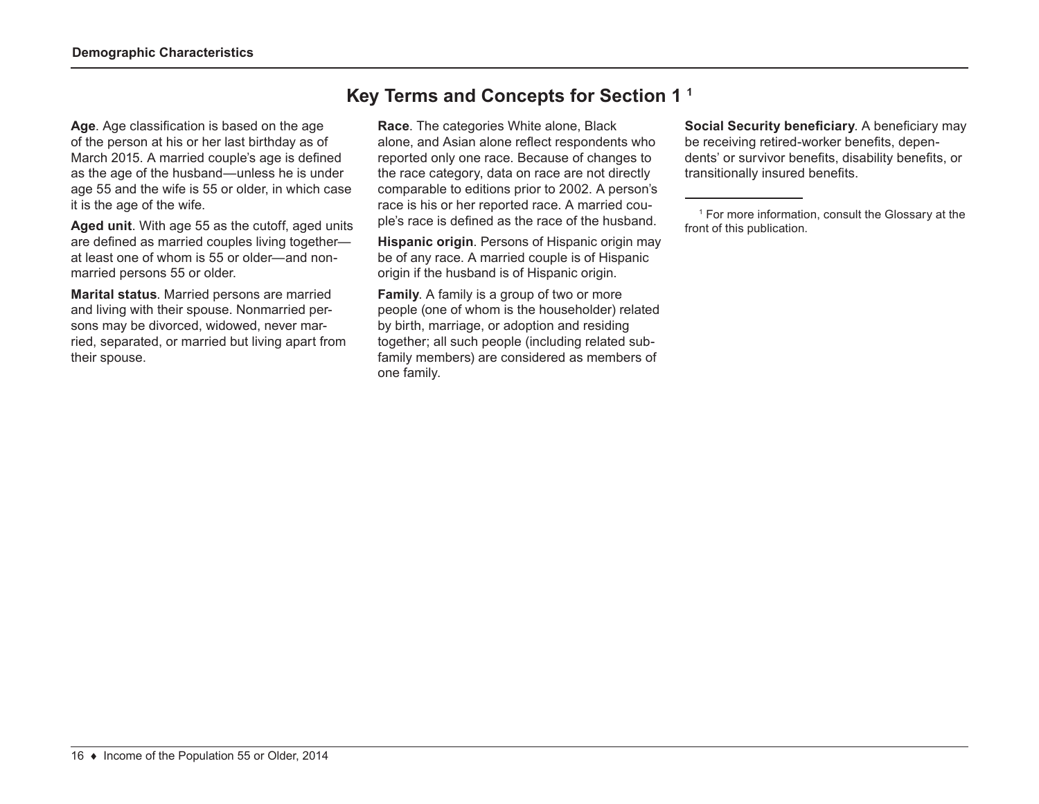## Key Terms and Concepts for Section 1 [1]

**Age**. Age classification is based on the age of the person at his or her last birthday as of March 2015. A married couple's age is defined as the age of the husband—unless he is under age 55 and the wife is 55 or older, in which case it is the age of the wife.

**Aged unit**. With age 55 as the cutoff, aged units are defined as married couples living together—at least one of whom is 55 or older—and nonmarried persons 55 or older.

**Marital status**. Married persons are married and living with their spouse. Nonmarried persons may be divorced, widowed, never married, separated, or married but living apart from their spouse.

**Race**. The categories White alone, Black alone, and Asian alone reflect respondents who reported only one race. Because of changes to the race category, data on race are not directly comparable to editions prior to 2002. A person's race is his or her reported race. A married couple's race is defined as the race of the husband.

**Hispanic origin**. Persons of Hispanic origin may be of any race. A married couple is of Hispanic origin if the husband is of Hispanic origin.

**Family**. A family is a group of two or more people (one of whom is the householder) related by birth, marriage, or adoption and residing together; all such people (including related subfamily members) are considered as members of one family.

**Social Security beneficiary**. A beneficiary may be receiving retired-worker benefits, dependents' or survivor benefits, disability benefits, or transitionally insured benefits.

---

[1] For more information, consult the Glossary at the front of this publication.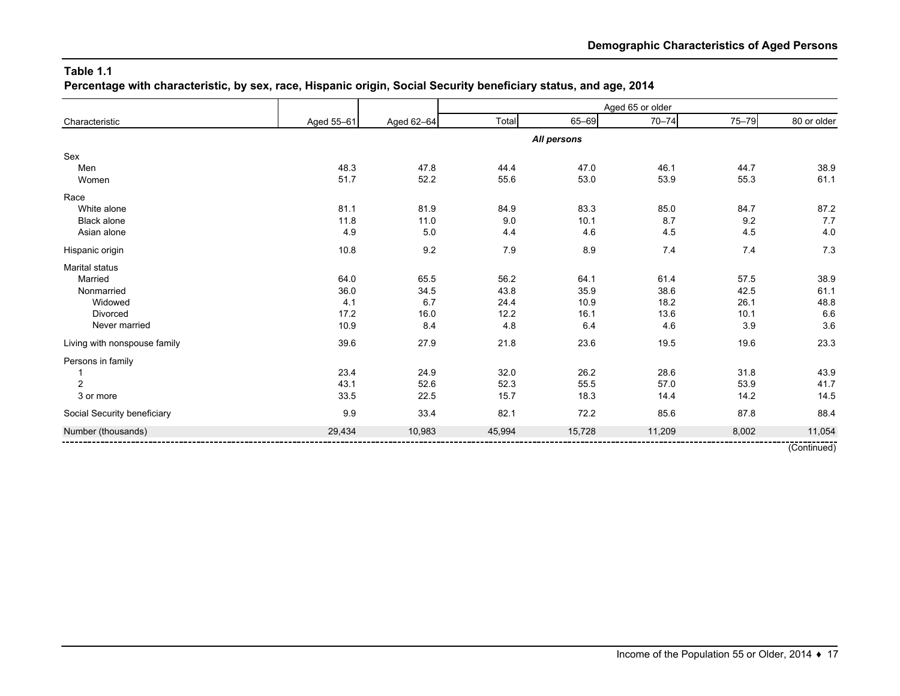**Table 1.1**
**Percentage with characteristic, by sex, race, Hispanic origin, Social Security beneficiary status, and age, 2014**

| Characteristic | Aged 55–61 | Aged 62–64 | Aged 65 or older | | | | |
|---|---|---|---|---|---|---|---|
| | | | Total | 65–69 | 70–74 | 75–79 | 80 or older |
| | | | | ***All persons*** | | | |
| Sex | | | | | | | |
| Men | 48.3 | 47.8 | 44.4 | 47.0 | 46.1 | 44.7 | 38.9 |
| Women | 51.7 | 52.2 | 55.6 | 53.0 | 53.9 | 55.3 | 61.1 |
| Race | | | | | | | |
| White alone | 81.1 | 81.9 | 84.9 | 83.3 | 85.0 | 84.7 | 87.2 |
| Black alone | 11.8 | 11.0 | 9.0 | 10.1 | 8.7 | 9.2 | 7.7 |
| Asian alone | 4.9 | 5.0 | 4.4 | 4.6 | 4.5 | 4.5 | 4.0 |
| Hispanic origin | 10.8 | 9.2 | 7.9 | 8.9 | 7.4 | 7.4 | 7.3 |
| Marital status | | | | | | | |
| Married | 64.0 | 65.5 | 56.2 | 64.1 | 61.4 | 57.5 | 38.9 |
| Nonmarried | 36.0 | 34.5 | 43.8 | 35.9 | 38.6 | 42.5 | 61.1 |
| Widowed | 4.1 | 6.7 | 24.4 | 10.9 | 18.2 | 26.1 | 48.8 |
| Divorced | 17.2 | 16.0 | 12.2 | 16.1 | 13.6 | 10.1 | 6.6 |
| Never married | 10.9 | 8.4 | 4.8 | 6.4 | 4.6 | 3.9 | 3.6 |
| Living with nonspouse family | 39.6 | 27.9 | 21.8 | 23.6 | 19.5 | 19.6 | 23.3 |
| Persons in family | | | | | | | |
| 1 | 23.4 | 24.9 | 32.0 | 26.2 | 28.6 | 31.8 | 43.9 |
| 2 | 43.1 | 52.6 | 52.3 | 55.5 | 57.0 | 53.9 | 41.7 |
| 3 or more | 33.5 | 22.5 | 15.7 | 18.3 | 14.4 | 14.2 | 14.5 |
| Social Security beneficiary | 9.9 | 33.4 | 82.1 | 72.2 | 85.6 | 87.8 | 88.4 |
| Number (thousands) | 29,434 | 10,983 | 45,994 | 15,728 | 11,209 | 8,002 | 11,054 |

(Continued)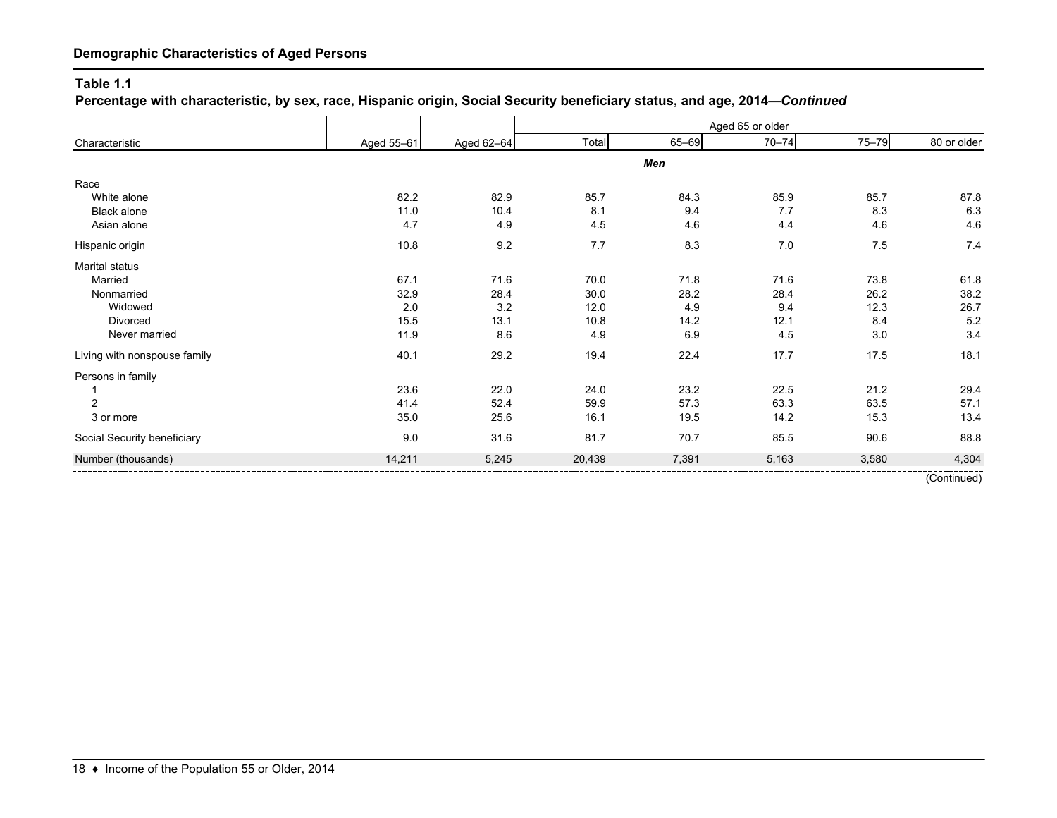**Demographic Characteristics of Aged Persons**

**Table 1.1**
**Percentage with characteristic, by sex, race, Hispanic origin, Social Security beneficiary status, and age, 2014—*Continued***

| Characteristic | Aged 55–61 | Aged 62–64 | Aged 65 or older | | | | |
|---|---|---|---|---|---|---|---|
| | | | Total | 65–69 | 70–74 | 75–79 | 80 or older |
| | | | | ***Men*** | | | |
| Race | | | | | | | |
| White alone | 82.2 | 82.9 | 85.7 | 84.3 | 85.9 | 85.7 | 87.8 |
| Black alone | 11.0 | 10.4 | 8.1 | 9.4 | 7.7 | 8.3 | 6.3 |
| Asian alone | 4.7 | 4.9 | 4.5 | 4.6 | 4.4 | 4.6 | 4.6 |
| Hispanic origin | 10.8 | 9.2 | 7.7 | 8.3 | 7.0 | 7.5 | 7.4 |
| Marital status | | | | | | | |
| Married | 67.1 | 71.6 | 70.0 | 71.8 | 71.6 | 73.8 | 61.8 |
| Nonmarried | 32.9 | 28.4 | 30.0 | 28.2 | 28.4 | 26.2 | 38.2 |
| Widowed | 2.0 | 3.2 | 12.0 | 4.9 | 9.4 | 12.3 | 26.7 |
| Divorced | 15.5 | 13.1 | 10.8 | 14.2 | 12.1 | 8.4 | 5.2 |
| Never married | 11.9 | 8.6 | 4.9 | 6.9 | 4.5 | 3.0 | 3.4 |
| Living with nonspouse family | 40.1 | 29.2 | 19.4 | 22.4 | 17.7 | 17.5 | 18.1 |
| Persons in family | | | | | | | |
| 1 | 23.6 | 22.0 | 24.0 | 23.2 | 22.5 | 21.2 | 29.4 |
| 2 | 41.4 | 52.4 | 59.9 | 57.3 | 63.3 | 63.5 | 57.1 |
| 3 or more | 35.0 | 25.6 | 16.1 | 19.5 | 14.2 | 15.3 | 13.4 |
| Social Security beneficiary | 9.0 | 31.6 | 81.7 | 70.7 | 85.5 | 90.6 | 88.8 |
| Number (thousands) | 14,211 | 5,245 | 20,439 | 7,391 | 5,163 | 3,580 | 4,304 |

(Continued)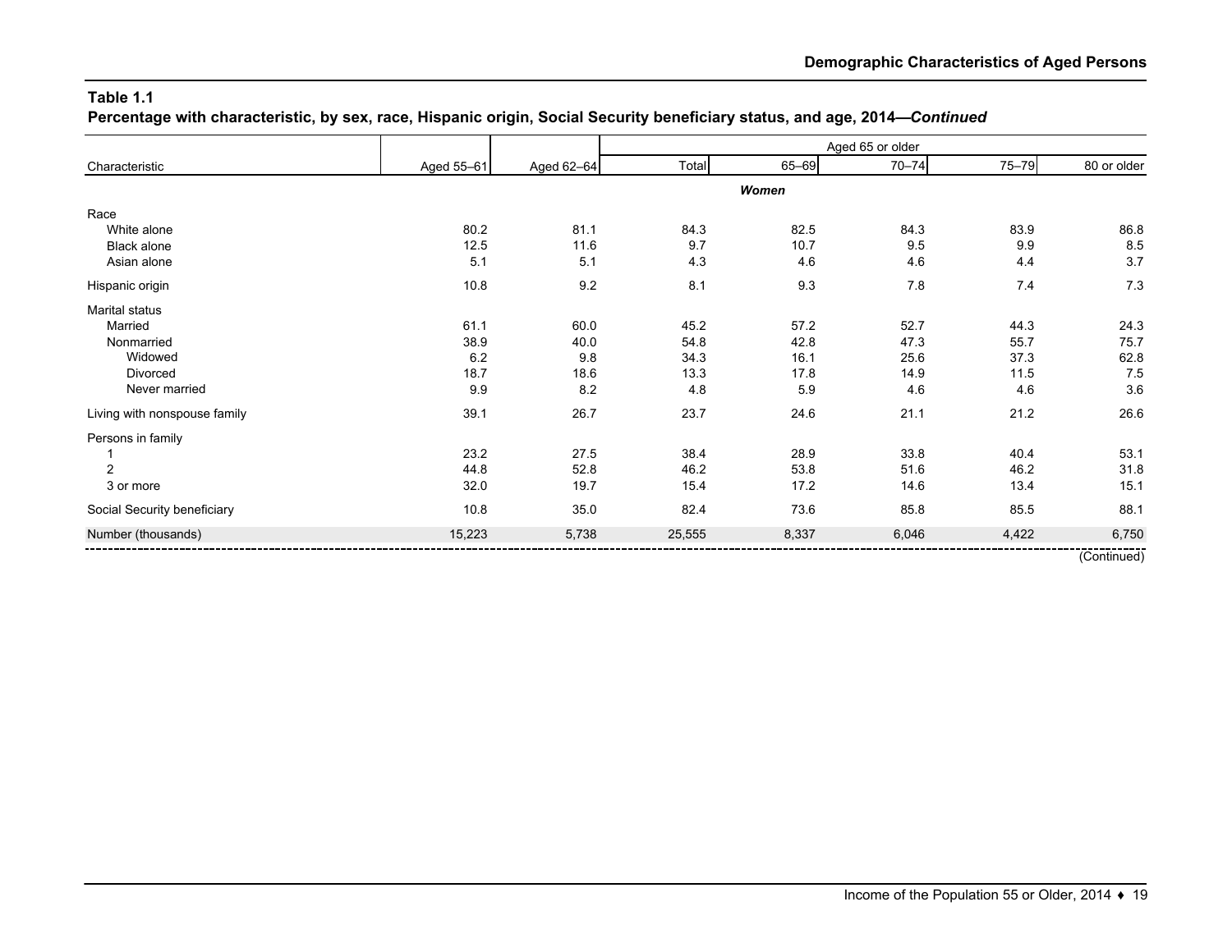**Table 1.1**
**Percentage with characteristic, by sex, race, Hispanic origin, Social Security beneficiary status, and age, 2014—*Continued***

| Characteristic | Aged 55–61 | Aged 62–64 | Aged 65 or older | | | | |
|---|---|---|---|---|---|---|---|
| | | | Total | 65–69 | 70–74 | 75–79 | 80 or older |
| | | | ***Women*** | | | | |
| Race | | | | | | | |
| White alone | 80.2 | 81.1 | 84.3 | 82.5 | 84.3 | 83.9 | 86.8 |
| Black alone | 12.5 | 11.6 | 9.7 | 10.7 | 9.5 | 9.9 | 8.5 |
| Asian alone | 5.1 | 5.1 | 4.3 | 4.6 | 4.6 | 4.4 | 3.7 |
| Hispanic origin | 10.8 | 9.2 | 8.1 | 9.3 | 7.8 | 7.4 | 7.3 |
| Marital status | | | | | | | |
| Married | 61.1 | 60.0 | 45.2 | 57.2 | 52.7 | 44.3 | 24.3 |
| Nonmarried | 38.9 | 40.0 | 54.8 | 42.8 | 47.3 | 55.7 | 75.7 |
| Widowed | 6.2 | 9.8 | 34.3 | 16.1 | 25.6 | 37.3 | 62.8 |
| Divorced | 18.7 | 18.6 | 13.3 | 17.8 | 14.9 | 11.5 | 7.5 |
| Never married | 9.9 | 8.2 | 4.8 | 5.9 | 4.6 | 4.6 | 3.6 |
| Living with nonspouse family | 39.1 | 26.7 | 23.7 | 24.6 | 21.1 | 21.2 | 26.6 |
| Persons in family | | | | | | | |
| 1 | 23.2 | 27.5 | 38.4 | 28.9 | 33.8 | 40.4 | 53.1 |
| 2 | 44.8 | 52.8 | 46.2 | 53.8 | 51.6 | 46.2 | 31.8 |
| 3 or more | 32.0 | 19.7 | 15.4 | 17.2 | 14.6 | 13.4 | 15.1 |
| Social Security beneficiary | 10.8 | 35.0 | 82.4 | 73.6 | 85.8 | 85.5 | 88.1 |
| Number (thousands) | 15,223 | 5,738 | 25,555 | 8,337 | 6,046 | 4,422 | 6,750 |

(Continued)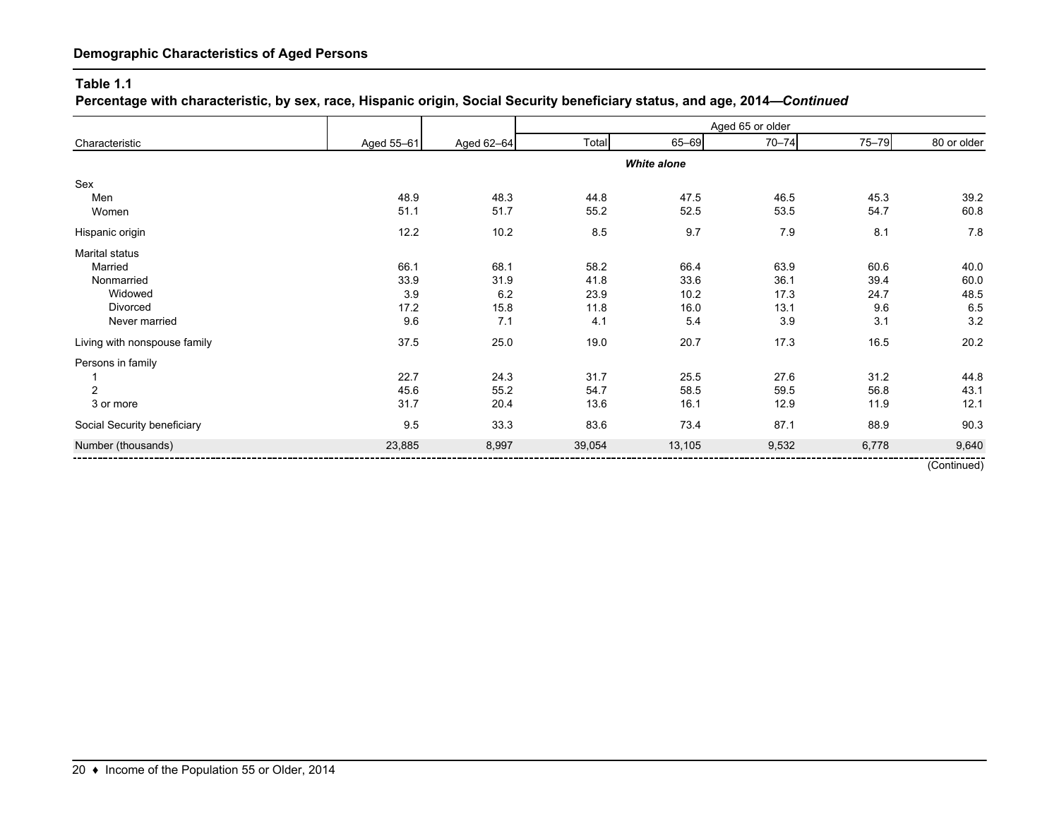**Demographic Characteristics of Aged Persons**

**Table 1.1**
**Percentage with characteristic, by sex, race, Hispanic origin, Social Security beneficiary status, and age, 2014—*Continued***

| Characteristic | Aged 55–61 | Aged 62–64 | Aged 65 or older | | | | |
|---|---|---|---|---|---|---|---|
| | | | Total | 65–69 | 70–74 | 75–79 | 80 or older |
| | | | ***White alone*** | | | | |
| Sex | | | | | | | |
| Men | 48.9 | 48.3 | 44.8 | 47.5 | 46.5 | 45.3 | 39.2 |
| Women | 51.1 | 51.7 | 55.2 | 52.5 | 53.5 | 54.7 | 60.8 |
| Hispanic origin | 12.2 | 10.2 | 8.5 | 9.7 | 7.9 | 8.1 | 7.8 |
| Marital status | | | | | | | |
| Married | 66.1 | 68.1 | 58.2 | 66.4 | 63.9 | 60.6 | 40.0 |
| Nonmarried | 33.9 | 31.9 | 41.8 | 33.6 | 36.1 | 39.4 | 60.0 |
| Widowed | 3.9 | 6.2 | 23.9 | 10.2 | 17.3 | 24.7 | 48.5 |
| Divorced | 17.2 | 15.8 | 11.8 | 16.0 | 13.1 | 9.6 | 6.5 |
| Never married | 9.6 | 7.1 | 4.1 | 5.4 | 3.9 | 3.1 | 3.2 |
| Living with nonspouse family | 37.5 | 25.0 | 19.0 | 20.7 | 17.3 | 16.5 | 20.2 |
| Persons in family | | | | | | | |
| 1 | 22.7 | 24.3 | 31.7 | 25.5 | 27.6 | 31.2 | 44.8 |
| 2 | 45.6 | 55.2 | 54.7 | 58.5 | 59.5 | 56.8 | 43.1 |
| 3 or more | 31.7 | 20.4 | 13.6 | 16.1 | 12.9 | 11.9 | 12.1 |
| Social Security beneficiary | 9.5 | 33.3 | 83.6 | 73.4 | 87.1 | 88.9 | 90.3 |
| Number (thousands) | 23,885 | 8,997 | 39,054 | 13,105 | 9,532 | 6,778 | 9,640 |

(Continued)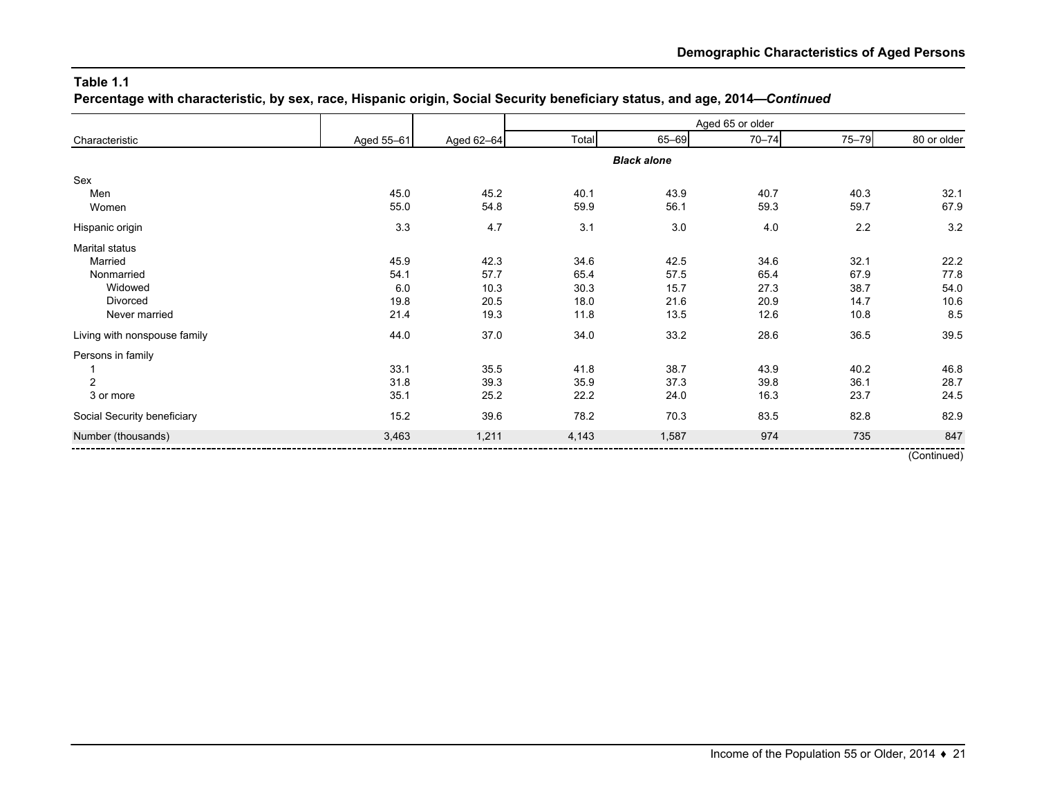**Table 1.1**
**Percentage with characteristic, by sex, race, Hispanic origin, Social Security beneficiary status, and age, 2014—*Continued***

| Characteristic | Aged 55–61 | Aged 62–64 | Aged 65 or older | | | | |
|---|---|---|---|---|---|---|---|
| | | | Total | 65–69 | 70–74 | 75–79 | 80 or older |
| | | | ***Black alone*** | | | | |
| Sex | | | | | | | |
| Men | 45.0 | 45.2 | 40.1 | 43.9 | 40.7 | 40.3 | 32.1 |
| Women | 55.0 | 54.8 | 59.9 | 56.1 | 59.3 | 59.7 | 67.9 |
| Hispanic origin | 3.3 | 4.7 | 3.1 | 3.0 | 4.0 | 2.2 | 3.2 |
| Marital status | | | | | | | |
| Married | 45.9 | 42.3 | 34.6 | 42.5 | 34.6 | 32.1 | 22.2 |
| Nonmarried | 54.1 | 57.7 | 65.4 | 57.5 | 65.4 | 67.9 | 77.8 |
| Widowed | 6.0 | 10.3 | 30.3 | 15.7 | 27.3 | 38.7 | 54.0 |
| Divorced | 19.8 | 20.5 | 18.0 | 21.6 | 20.9 | 14.7 | 10.6 |
| Never married | 21.4 | 19.3 | 11.8 | 13.5 | 12.6 | 10.8 | 8.5 |
| Living with nonspouse family | 44.0 | 37.0 | 34.0 | 33.2 | 28.6 | 36.5 | 39.5 |
| Persons in family | | | | | | | |
| 1 | 33.1 | 35.5 | 41.8 | 38.7 | 43.9 | 40.2 | 46.8 |
| 2 | 31.8 | 39.3 | 35.9 | 37.3 | 39.8 | 36.1 | 28.7 |
| 3 or more | 35.1 | 25.2 | 22.2 | 24.0 | 16.3 | 23.7 | 24.5 |
| Social Security beneficiary | 15.2 | 39.6 | 78.2 | 70.3 | 83.5 | 82.8 | 82.9 |
| Number (thousands) | 3,463 | 1,211 | 4,143 | 1,587 | 974 | 735 | 847 |

(Continued)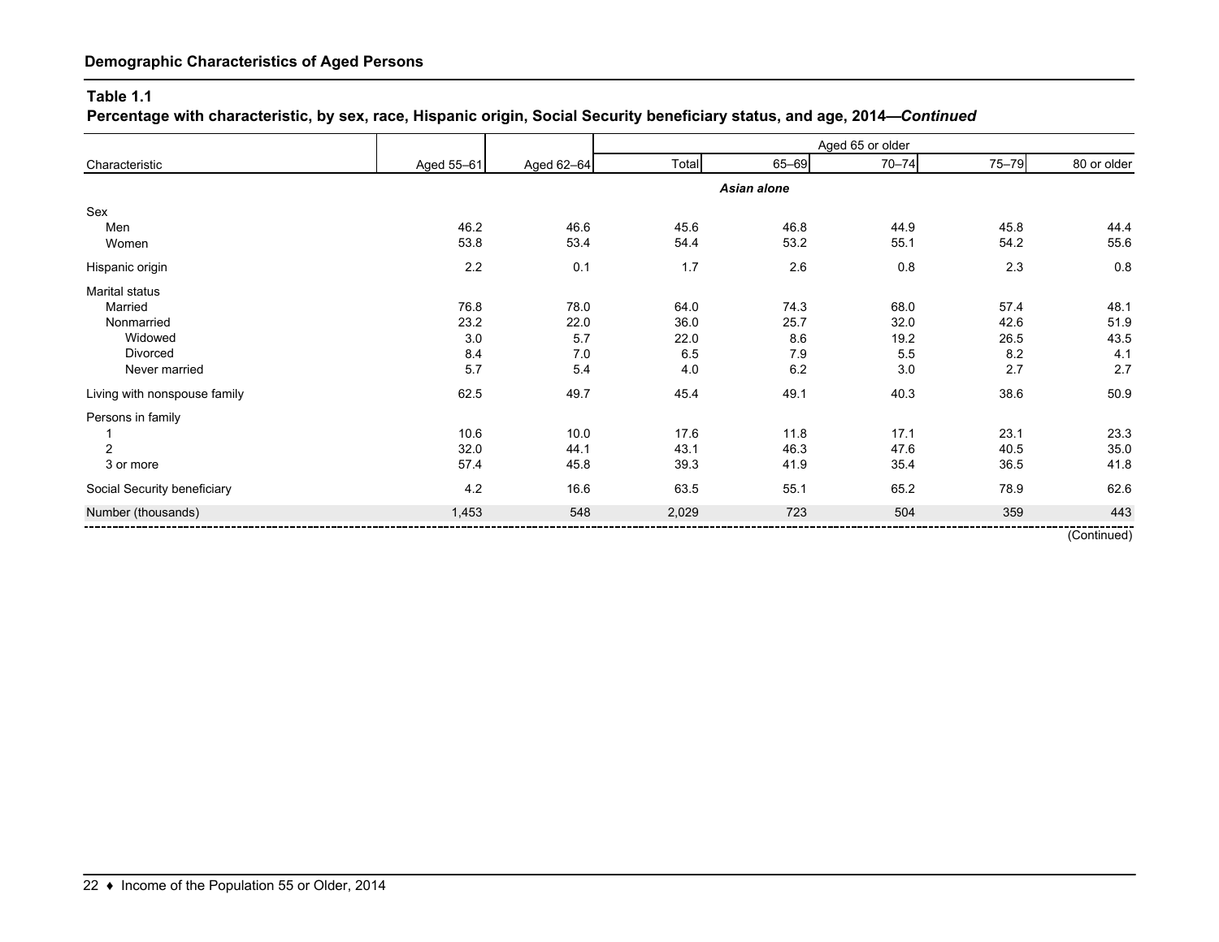## Demographic Characteristics of Aged Persons

**Table 1.1**
**Percentage with characteristic, by sex, race, Hispanic origin, Social Security beneficiary status, and age, 2014—*Continued***

| Characteristic | Aged 55–61 | Aged 62–64 | Aged 65 or older | | | | |
|---|---|---|---|---|---|---|---|
| | | | Total | 65–69 | 70–74 | 75–79 | 80 or older |
| | | | ***Asian alone*** | | | | |
| Sex | | | | | | | |
| Men | 46.2 | 46.6 | 45.6 | 46.8 | 44.9 | 45.8 | 44.4 |
| Women | 53.8 | 53.4 | 54.4 | 53.2 | 55.1 | 54.2 | 55.6 |
| Hispanic origin | 2.2 | 0.1 | 1.7 | 2.6 | 0.8 | 2.3 | 0.8 |
| Marital status | | | | | | | |
| Married | 76.8 | 78.0 | 64.0 | 74.3 | 68.0 | 57.4 | 48.1 |
| Nonmarried | 23.2 | 22.0 | 36.0 | 25.7 | 32.0 | 42.6 | 51.9 |
| Widowed | 3.0 | 5.7 | 22.0 | 8.6 | 19.2 | 26.5 | 43.5 |
| Divorced | 8.4 | 7.0 | 6.5 | 7.9 | 5.5 | 8.2 | 4.1 |
| Never married | 5.7 | 5.4 | 4.0 | 6.2 | 3.0 | 2.7 | 2.7 |
| Living with nonspouse family | 62.5 | 49.7 | 45.4 | 49.1 | 40.3 | 38.6 | 50.9 |
| Persons in family | | | | | | | |
| 1 | 10.6 | 10.0 | 17.6 | 11.8 | 17.1 | 23.1 | 23.3 |
| 2 | 32.0 | 44.1 | 43.1 | 46.3 | 47.6 | 40.5 | 35.0 |
| 3 or more | 57.4 | 45.8 | 39.3 | 41.9 | 35.4 | 36.5 | 41.8 |
| Social Security beneficiary | 4.2 | 16.6 | 63.5 | 55.1 | 65.2 | 78.9 | 62.6 |
| Number (thousands) | 1,453 | 548 | 2,029 | 723 | 504 | 359 | 443 |

(Continued)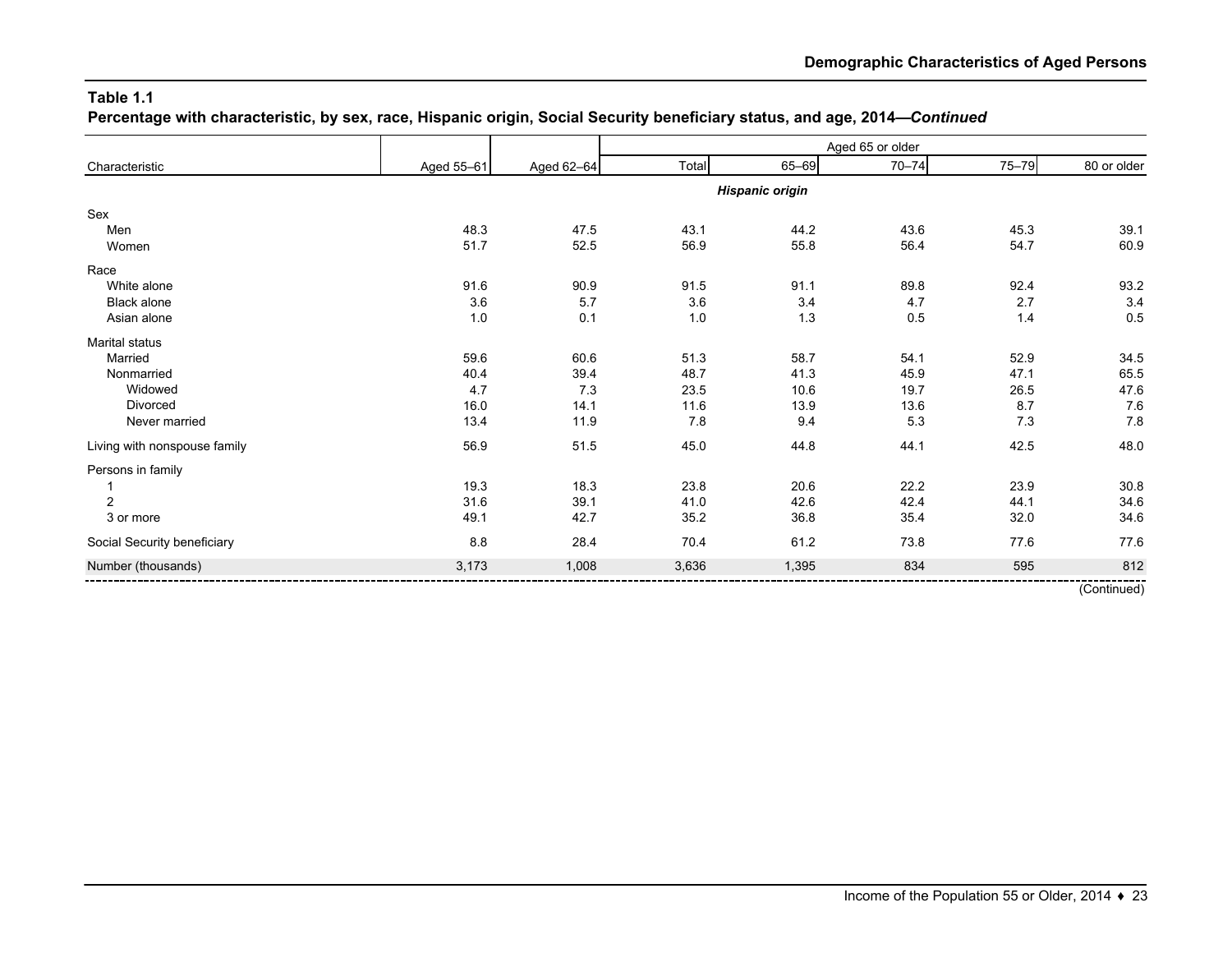**Table 1.1**
**Percentage with characteristic, by sex, race, Hispanic origin, Social Security beneficiary status, and age, 2014—*Continued***

| Characteristic | Aged 55–61 | Aged 62–64 | Aged 65 or older | | | | |
|---|---|---|---|---|---|---|---|
| | | | Total | 65–69 | 70–74 | 75–79 | 80 or older |
| | | | ***Hispanic origin*** | | | | |
| Sex | | | | | | | |
| Men | 48.3 | 47.5 | 43.1 | 44.2 | 43.6 | 45.3 | 39.1 |
| Women | 51.7 | 52.5 | 56.9 | 55.8 | 56.4 | 54.7 | 60.9 |
| Race | | | | | | | |
| White alone | 91.6 | 90.9 | 91.5 | 91.1 | 89.8 | 92.4 | 93.2 |
| Black alone | 3.6 | 5.7 | 3.6 | 3.4 | 4.7 | 2.7 | 3.4 |
| Asian alone | 1.0 | 0.1 | 1.0 | 1.3 | 0.5 | 1.4 | 0.5 |
| Marital status | | | | | | | |
| Married | 59.6 | 60.6 | 51.3 | 58.7 | 54.1 | 52.9 | 34.5 |
| Nonmarried | 40.4 | 39.4 | 48.7 | 41.3 | 45.9 | 47.1 | 65.5 |
| Widowed | 4.7 | 7.3 | 23.5 | 10.6 | 19.7 | 26.5 | 47.6 |
| Divorced | 16.0 | 14.1 | 11.6 | 13.9 | 13.6 | 8.7 | 7.6 |
| Never married | 13.4 | 11.9 | 7.8 | 9.4 | 5.3 | 7.3 | 7.8 |
| Living with nonspouse family | 56.9 | 51.5 | 45.0 | 44.8 | 44.1 | 42.5 | 48.0 |
| Persons in family | | | | | | | |
| 1 | 19.3 | 18.3 | 23.8 | 20.6 | 22.2 | 23.9 | 30.8 |
| 2 | 31.6 | 39.1 | 41.0 | 42.6 | 42.4 | 44.1 | 34.6 |
| 3 or more | 49.1 | 42.7 | 35.2 | 36.8 | 35.4 | 32.0 | 34.6 |
| Social Security beneficiary | 8.8 | 28.4 | 70.4 | 61.2 | 73.8 | 77.6 | 77.6 |
| Number (thousands) | 3,173 | 1,008 | 3,636 | 1,395 | 834 | 595 | 812 |

(Continued)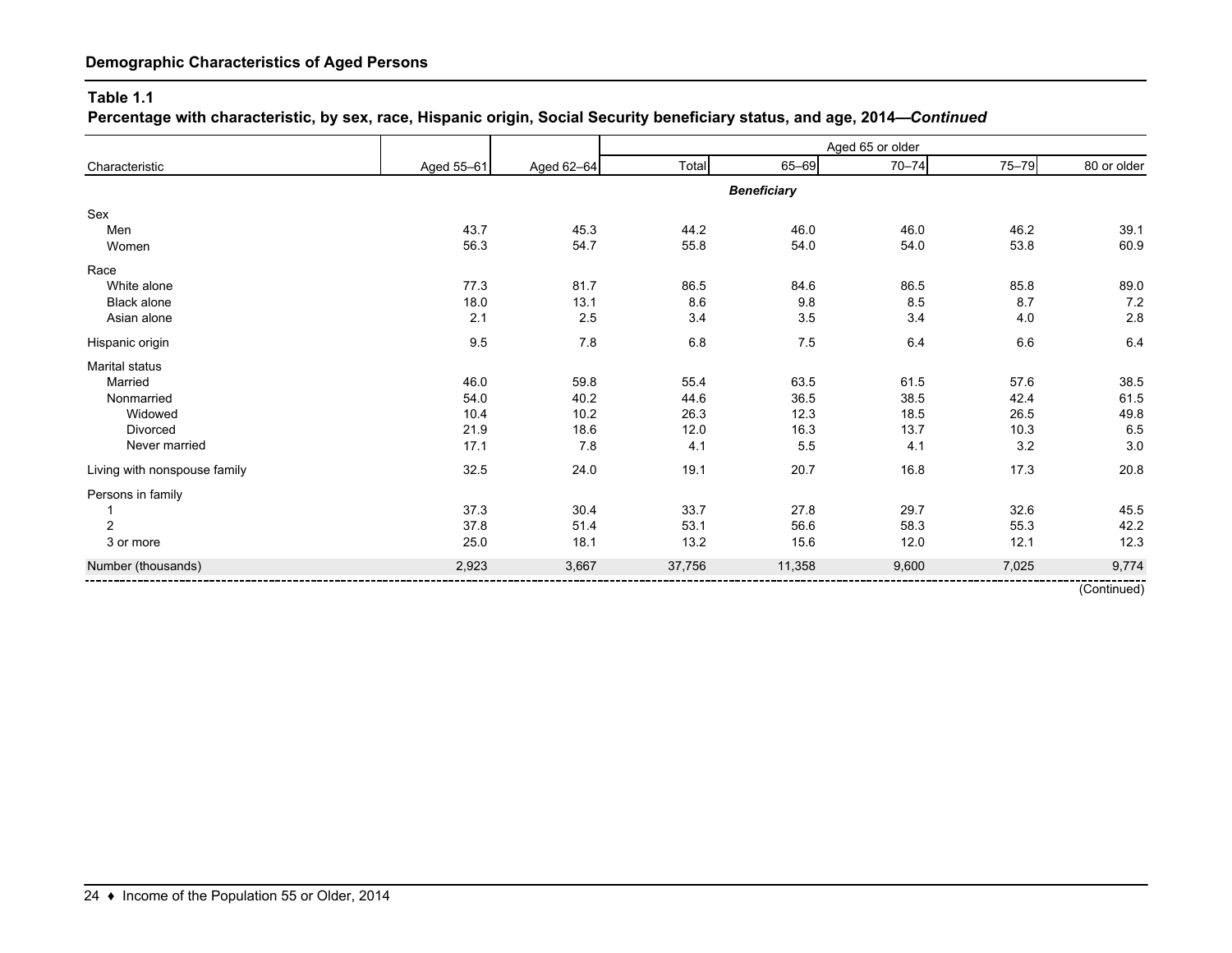## Demographic Characteristics of Aged Persons

**Table 1.1**
**Percentage with characteristic, by sex, race, Hispanic origin, Social Security beneficiary status, and age, 2014—*Continued***

| Characteristic | Aged 55–61 | Aged 62–64 | Aged 65 or older | | | | |
|---|---|---|---|---|---|---|---|
| | | | Total | 65–69 | 70–74 | 75–79 | 80 or older |
| | | | | ***Beneficiary*** | | | |
| Sex | | | | | | | |
| Men | 43.7 | 45.3 | 44.2 | 46.0 | 46.0 | 46.2 | 39.1 |
| Women | 56.3 | 54.7 | 55.8 | 54.0 | 54.0 | 53.8 | 60.9 |
| Race | | | | | | | |
| White alone | 77.3 | 81.7 | 86.5 | 84.6 | 86.5 | 85.8 | 89.0 |
| Black alone | 18.0 | 13.1 | 8.6 | 9.8 | 8.5 | 8.7 | 7.2 |
| Asian alone | 2.1 | 2.5 | 3.4 | 3.5 | 3.4 | 4.0 | 2.8 |
| Hispanic origin | 9.5 | 7.8 | 6.8 | 7.5 | 6.4 | 6.6 | 6.4 |
| Marital status | | | | | | | |
| Married | 46.0 | 59.8 | 55.4 | 63.5 | 61.5 | 57.6 | 38.5 |
| Nonmarried | 54.0 | 40.2 | 44.6 | 36.5 | 38.5 | 42.4 | 61.5 |
| Widowed | 10.4 | 10.2 | 26.3 | 12.3 | 18.5 | 26.5 | 49.8 |
| Divorced | 21.9 | 18.6 | 12.0 | 16.3 | 13.7 | 10.3 | 6.5 |
| Never married | 17.1 | 7.8 | 4.1 | 5.5 | 4.1 | 3.2 | 3.0 |
| Living with nonspouse family | 32.5 | 24.0 | 19.1 | 20.7 | 16.8 | 17.3 | 20.8 |
| Persons in family | | | | | | | |
| 1 | 37.3 | 30.4 | 33.7 | 27.8 | 29.7 | 32.6 | 45.5 |
| 2 | 37.8 | 51.4 | 53.1 | 56.6 | 58.3 | 55.3 | 42.2 |
| 3 or more | 25.0 | 18.1 | 13.2 | 15.6 | 12.0 | 12.1 | 12.3 |
| Number (thousands) | 2,923 | 3,667 | 37,756 | 11,358 | 9,600 | 7,025 | 9,774 |

(Continued)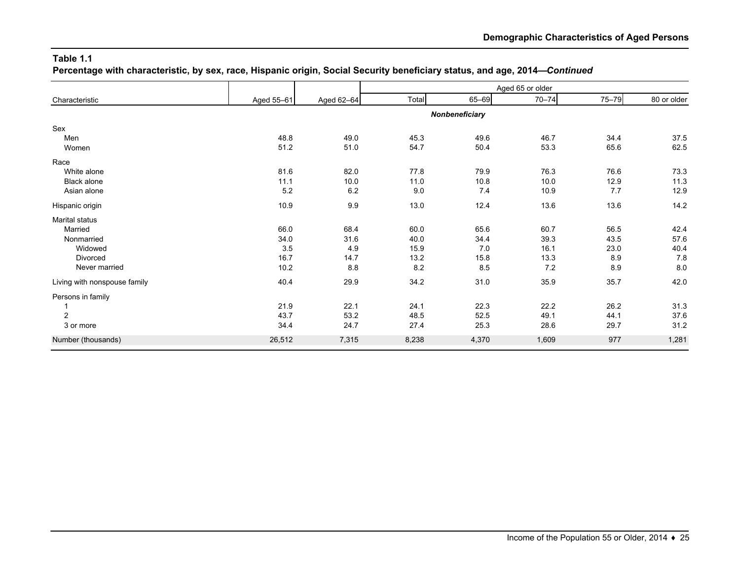**Table 1.1**
**Percentage with characteristic, by sex, race, Hispanic origin, Social Security beneficiary status, and age, 2014—*Continued***

| Characteristic | Aged 55–61 | Aged 62–64 | Aged 65 or older | | | | |
|---|---|---|---|---|---|---|---|
| | | | Total | 65–69 | 70–74 | 75–79 | 80 or older |
| | | | ***Nonbeneficiary*** | | | | |
| Sex | | | | | | | |
| Men | 48.8 | 49.0 | 45.3 | 49.6 | 46.7 | 34.4 | 37.5 |
| Women | 51.2 | 51.0 | 54.7 | 50.4 | 53.3 | 65.6 | 62.5 |
| Race | | | | | | | |
| White alone | 81.6 | 82.0 | 77.8 | 79.9 | 76.3 | 76.6 | 73.3 |
| Black alone | 11.1 | 10.0 | 11.0 | 10.8 | 10.0 | 12.9 | 11.3 |
| Asian alone | 5.2 | 6.2 | 9.0 | 7.4 | 10.9 | 7.7 | 12.9 |
| Hispanic origin | 10.9 | 9.9 | 13.0 | 12.4 | 13.6 | 13.6 | 14.2 |
| Marital status | | | | | | | |
| Married | 66.0 | 68.4 | 60.0 | 65.6 | 60.7 | 56.5 | 42.4 |
| Nonmarried | 34.0 | 31.6 | 40.0 | 34.4 | 39.3 | 43.5 | 57.6 |
| Widowed | 3.5 | 4.9 | 15.9 | 7.0 | 16.1 | 23.0 | 40.4 |
| Divorced | 16.7 | 14.7 | 13.2 | 15.8 | 13.3 | 8.9 | 7.8 |
| Never married | 10.2 | 8.8 | 8.2 | 8.5 | 7.2 | 8.9 | 8.0 |
| Living with nonspouse family | 40.4 | 29.9 | 34.2 | 31.0 | 35.9 | 35.7 | 42.0 |
| Persons in family | | | | | | | |
| 1 | 21.9 | 22.1 | 24.1 | 22.3 | 22.2 | 26.2 | 31.3 |
| 2 | 43.7 | 53.2 | 48.5 | 52.5 | 49.1 | 44.1 | 37.6 |
| 3 or more | 34.4 | 24.7 | 27.4 | 25.3 | 28.6 | 29.7 | 31.2 |
| Number (thousands) | 26,512 | 7,315 | 8,238 | 4,370 | 1,609 | 977 | 1,281 |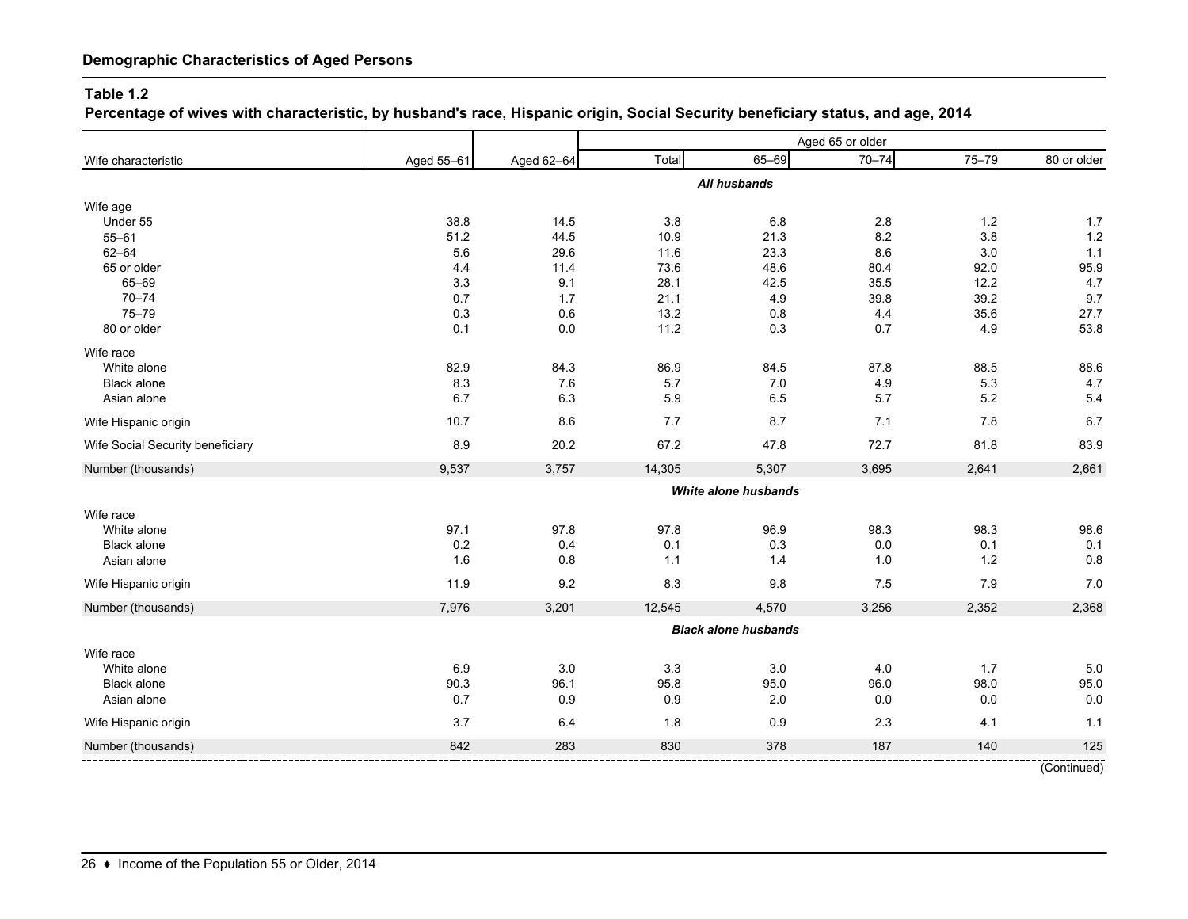## Demographic Characteristics of Aged Persons

### Table 1.2

**Percentage of wives with characteristic, by husband's race, Hispanic origin, Social Security beneficiary status, and age, 2014**

| Wife characteristic | Aged 55–61 | Aged 62–64 | Aged 65 or older | | | | |
|---|---|---|---|---|---|---|---|
| | | | Total | 65–69 | 70–74 | 75–79 | 80 or older |
| | | | ***All husbands*** | | | | |
| Wife age | | | | | | | |
| Under 55 | 38.8 | 14.5 | 3.8 | 6.8 | 2.8 | 1.2 | 1.7 |
| 55–61 | 51.2 | 44.5 | 10.9 | 21.3 | 8.2 | 3.8 | 1.2 |
| 62–64 | 5.6 | 29.6 | 11.6 | 23.3 | 8.6 | 3.0 | 1.1 |
| 65 or older | 4.4 | 11.4 | 73.6 | 48.6 | 80.4 | 92.0 | 95.9 |
| 65–69 | 3.3 | 9.1 | 28.1 | 42.5 | 35.5 | 12.2 | 4.7 |
| 70–74 | 0.7 | 1.7 | 21.1 | 4.9 | 39.8 | 39.2 | 9.7 |
| 75–79 | 0.3 | 0.6 | 13.2 | 0.8 | 4.4 | 35.6 | 27.7 |
| 80 or older | 0.1 | 0.0 | 11.2 | 0.3 | 0.7 | 4.9 | 53.8 |
| Wife race | | | | | | | |
| White alone | 82.9 | 84.3 | 86.9 | 84.5 | 87.8 | 88.5 | 88.6 |
| Black alone | 8.3 | 7.6 | 5.7 | 7.0 | 4.9 | 5.3 | 4.7 |
| Asian alone | 6.7 | 6.3 | 5.9 | 6.5 | 5.7 | 5.2 | 5.4 |
| Wife Hispanic origin | 10.7 | 8.6 | 7.7 | 8.7 | 7.1 | 7.8 | 6.7 |
| Wife Social Security beneficiary | 8.9 | 20.2 | 67.2 | 47.8 | 72.7 | 81.8 | 83.9 |
| Number (thousands) | 9,537 | 3,757 | 14,305 | 5,307 | 3,695 | 2,641 | 2,661 |
| | | | ***White alone husbands*** | | | | |
| Wife race | | | | | | | |
| White alone | 97.1 | 97.8 | 97.8 | 96.9 | 98.3 | 98.3 | 98.6 |
| Black alone | 0.2 | 0.4 | 0.1 | 0.3 | 0.0 | 0.1 | 0.1 |
| Asian alone | 1.6 | 0.8 | 1.1 | 1.4 | 1.0 | 1.2 | 0.8 |
| Wife Hispanic origin | 11.9 | 9.2 | 8.3 | 9.8 | 7.5 | 7.9 | 7.0 |
| Number (thousands) | 7,976 | 3,201 | 12,545 | 4,570 | 3,256 | 2,352 | 2,368 |
| | | | ***Black alone husbands*** | | | | |
| Wife race | | | | | | | |
| White alone | 6.9 | 3.0 | 3.3 | 3.0 | 4.0 | 1.7 | 5.0 |
| Black alone | 90.3 | 96.1 | 95.8 | 95.0 | 96.0 | 98.0 | 95.0 |
| Asian alone | 0.7 | 0.9 | 0.9 | 2.0 | 0.0 | 0.0 | 0.0 |
| Wife Hispanic origin | 3.7 | 6.4 | 1.8 | 0.9 | 2.3 | 4.1 | 1.1 |
| Number (thousands) | 842 | 283 | 830 | 378 | 187 | 140 | 125 |

(Continued)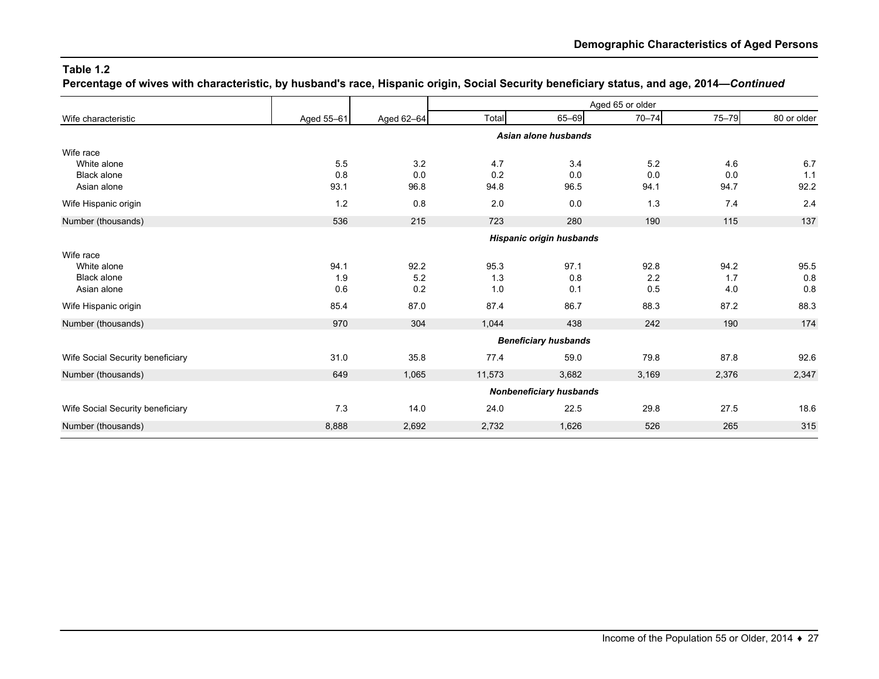## Table 1.2

**Percentage of wives with characteristic, by husband's race, Hispanic origin, Social Security beneficiary status, and age, 2014—*Continued***

| Wife characteristic | Aged 55–61 | Aged 62–64 | Aged 65 or older | | | | |
|---|---|---|---|---|---|---|---|
| | | | Total | 65–69 | 70–74 | 75–79 | 80 or older |
| ***Asian alone husbands*** | | | | | | | |
| Wife race | | | | | | | |
| White alone | 5.5 | 3.2 | 4.7 | 3.4 | 5.2 | 4.6 | 6.7 |
| Black alone | 0.8 | 0.0 | 0.2 | 0.0 | 0.0 | 0.0 | 1.1 |
| Asian alone | 93.1 | 96.8 | 94.8 | 96.5 | 94.1 | 94.7 | 92.2 |
| Wife Hispanic origin | 1.2 | 0.8 | 2.0 | 0.0 | 1.3 | 7.4 | 2.4 |
| Number (thousands) | 536 | 215 | 723 | 280 | 190 | 115 | 137 |
| ***Hispanic origin husbands*** | | | | | | | |
| Wife race | | | | | | | |
| White alone | 94.1 | 92.2 | 95.3 | 97.1 | 92.8 | 94.2 | 95.5 |
| Black alone | 1.9 | 5.2 | 1.3 | 0.8 | 2.2 | 1.7 | 0.8 |
| Asian alone | 0.6 | 0.2 | 1.0 | 0.1 | 0.5 | 4.0 | 0.8 |
| Wife Hispanic origin | 85.4 | 87.0 | 87.4 | 86.7 | 88.3 | 87.2 | 88.3 |
| Number (thousands) | 970 | 304 | 1,044 | 438 | 242 | 190 | 174 |
| ***Beneficiary husbands*** | | | | | | | |
| Wife Social Security beneficiary | 31.0 | 35.8 | 77.4 | 59.0 | 79.8 | 87.8 | 92.6 |
| Number (thousands) | 649 | 1,065 | 11,573 | 3,682 | 3,169 | 2,376 | 2,347 |
| ***Nonbeneficiary husbands*** | | | | | | | |
| Wife Social Security beneficiary | 7.3 | 14.0 | 24.0 | 22.5 | 29.8 | 27.5 | 18.6 |
| Number (thousands) | 8,888 | 2,692 | 2,732 | 1,626 | 526 | 265 | 315 |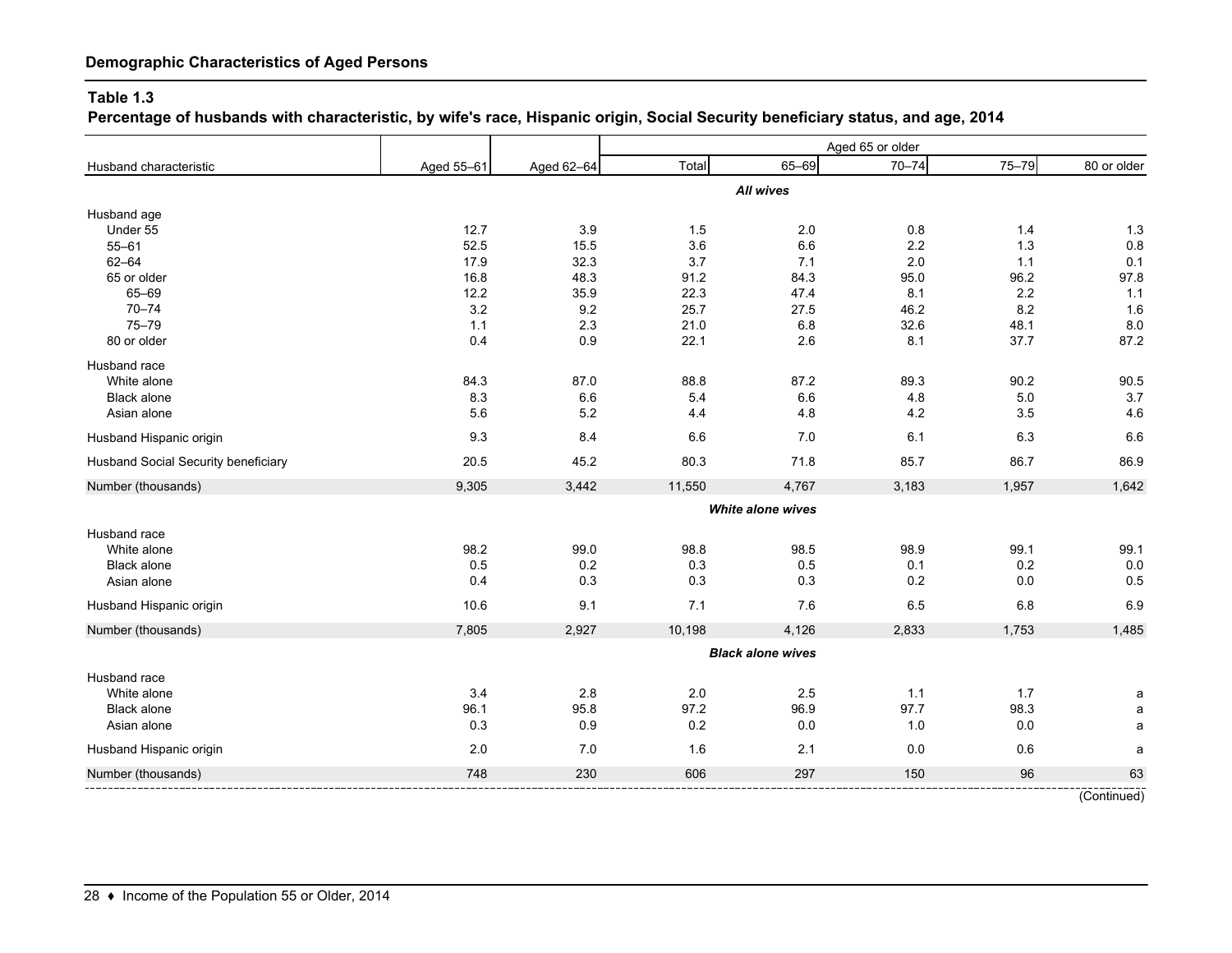## Demographic Characteristics of Aged Persons

**Table 1.3**
**Percentage of husbands with characteristic, by wife's race, Hispanic origin, Social Security beneficiary status, and age, 2014**

| Husband characteristic | Aged 55–61 | Aged 62–64 | Aged 65 or older | | | | |
|---|---|---|---|---|---|---|---|
| | | | Total | 65–69 | 70–74 | 75–79 | 80 or older |
| | | | ***All wives*** | | | | |
| Husband age | | | | | | | |
| Under 55 | 12.7 | 3.9 | 1.5 | 2.0 | 0.8 | 1.4 | 1.3 |
| 55–61 | 52.5 | 15.5 | 3.6 | 6.6 | 2.2 | 1.3 | 0.8 |
| 62–64 | 17.9 | 32.3 | 3.7 | 7.1 | 2.0 | 1.1 | 0.1 |
| 65 or older | 16.8 | 48.3 | 91.2 | 84.3 | 95.0 | 96.2 | 97.8 |
| 65–69 | 12.2 | 35.9 | 22.3 | 47.4 | 8.1 | 2.2 | 1.1 |
| 70–74 | 3.2 | 9.2 | 25.7 | 27.5 | 46.2 | 8.2 | 1.6 |
| 75–79 | 1.1 | 2.3 | 21.0 | 6.8 | 32.6 | 48.1 | 8.0 |
| 80 or older | 0.4 | 0.9 | 22.1 | 2.6 | 8.1 | 37.7 | 87.2 |
| Husband race | | | | | | | |
| White alone | 84.3 | 87.0 | 88.8 | 87.2 | 89.3 | 90.2 | 90.5 |
| Black alone | 8.3 | 6.6 | 5.4 | 6.6 | 4.8 | 5.0 | 3.7 |
| Asian alone | 5.6 | 5.2 | 4.4 | 4.8 | 4.2 | 3.5 | 4.6 |
| Husband Hispanic origin | 9.3 | 8.4 | 6.6 | 7.0 | 6.1 | 6.3 | 6.6 |
| Husband Social Security beneficiary | 20.5 | 45.2 | 80.3 | 71.8 | 85.7 | 86.7 | 86.9 |
| Number (thousands) | 9,305 | 3,442 | 11,550 | 4,767 | 3,183 | 1,957 | 1,642 |
| | | | ***White alone wives*** | | | | |
| Husband race | | | | | | | |
| White alone | 98.2 | 99.0 | 98.8 | 98.5 | 98.9 | 99.1 | 99.1 |
| Black alone | 0.5 | 0.2 | 0.3 | 0.5 | 0.1 | 0.2 | 0.0 |
| Asian alone | 0.4 | 0.3 | 0.3 | 0.3 | 0.2 | 0.0 | 0.5 |
| Husband Hispanic origin | 10.6 | 9.1 | 7.1 | 7.6 | 6.5 | 6.8 | 6.9 |
| Number (thousands) | 7,805 | 2,927 | 10,198 | 4,126 | 2,833 | 1,753 | 1,485 |
| | | | ***Black alone wives*** | | | | |
| Husband race | | | | | | | |
| White alone | 3.4 | 2.8 | 2.0 | 2.5 | 1.1 | 1.7 | a |
| Black alone | 96.1 | 95.8 | 97.2 | 96.9 | 97.7 | 98.3 | a |
| Asian alone | 0.3 | 0.9 | 0.2 | 0.0 | 1.0 | 0.0 | a |
| Husband Hispanic origin | 2.0 | 7.0 | 1.6 | 2.1 | 0.0 | 0.6 | a |
| Number (thousands) | 748 | 230 | 606 | 297 | 150 | 96 | 63 |

(Continued)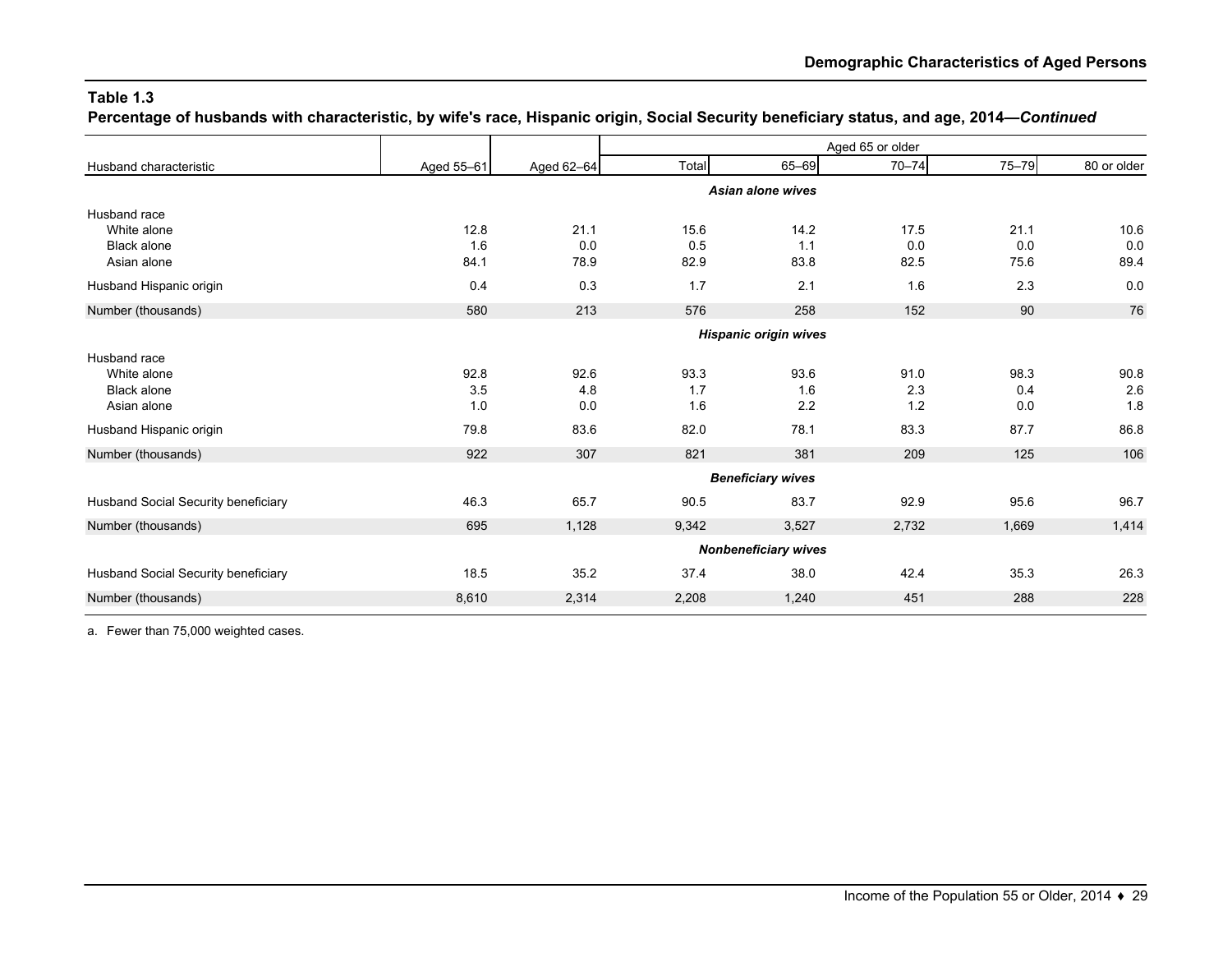## Table 1.3

**Percentage of husbands with characteristic, by wife's race, Hispanic origin, Social Security beneficiary status, and age, 2014—*Continued***

| Husband characteristic | Aged 55–61 | Aged 62–64 | Aged 65 or older: Total | 65–69 | 70–74 | 75–79 | 80 or older |
|---|---|---|---|---|---|---|---|
| | | | | ***Asian alone wives*** | | | |
| Husband race | | | | | | | |
| White alone | 12.8 | 21.1 | 15.6 | 14.2 | 17.5 | 21.1 | 10.6 |
| Black alone | 1.6 | 0.0 | 0.5 | 1.1 | 0.0 | 0.0 | 0.0 |
| Asian alone | 84.1 | 78.9 | 82.9 | 83.8 | 82.5 | 75.6 | 89.4 |
| Husband Hispanic origin | 0.4 | 0.3 | 1.7 | 2.1 | 1.6 | 2.3 | 0.0 |
| Number (thousands) | 580 | 213 | 576 | 258 | 152 | 90 | 76 |
| | | | | ***Hispanic origin wives*** | | | |
| Husband race | | | | | | | |
| White alone | 92.8 | 92.6 | 93.3 | 93.6 | 91.0 | 98.3 | 90.8 |
| Black alone | 3.5 | 4.8 | 1.7 | 1.6 | 2.3 | 0.4 | 2.6 |
| Asian alone | 1.0 | 0.0 | 1.6 | 2.2 | 1.2 | 0.0 | 1.8 |
| Husband Hispanic origin | 79.8 | 83.6 | 82.0 | 78.1 | 83.3 | 87.7 | 86.8 |
| Number (thousands) | 922 | 307 | 821 | 381 | 209 | 125 | 106 |
| | | | | ***Beneficiary wives*** | | | |
| Husband Social Security beneficiary | 46.3 | 65.7 | 90.5 | 83.7 | 92.9 | 95.6 | 96.7 |
| Number (thousands) | 695 | 1,128 | 9,342 | 3,527 | 2,732 | 1,669 | 1,414 |
| | | | | ***Nonbeneficiary wives*** | | | |
| Husband Social Security beneficiary | 18.5 | 35.2 | 37.4 | 38.0 | 42.4 | 35.3 | 26.3 |
| Number (thousands) | 8,610 | 2,314 | 2,208 | 1,240 | 451 | 288 | 228 |

a. Fewer than 75,000 weighted cases.